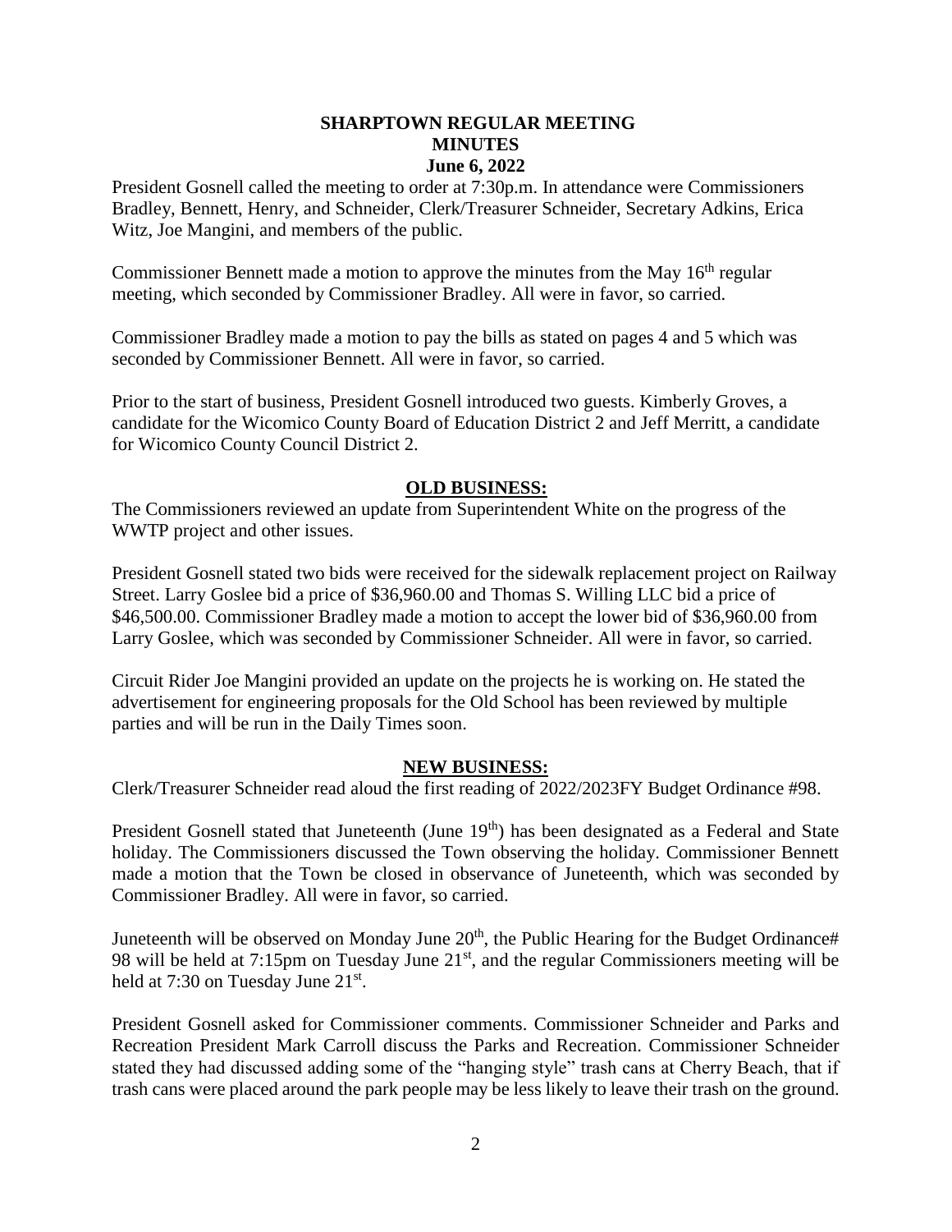**SHARPTOWN REGULAR MEETING**
**MINUTES**
**June 6, 2022**

President Gosnell called the meeting to order at 7:30p.m. In attendance were Commissioners Bradley, Bennett, Henry, and Schneider, Clerk/Treasurer Schneider, Secretary Adkins, Erica Witz, Joe Mangini, and members of the public.

Commissioner Bennett made a motion to approve the minutes from the May 16th regular meeting, which seconded by Commissioner Bradley. All were in favor, so carried.

Commissioner Bradley made a motion to pay the bills as stated on pages 4 and 5 which was seconded by Commissioner Bennett. All were in favor, so carried.

Prior to the start of business, President Gosnell introduced two guests. Kimberly Groves, a candidate for the Wicomico County Board of Education District 2 and Jeff Merritt, a candidate for Wicomico County Council District 2.

## OLD BUSINESS:

The Commissioners reviewed an update from Superintendent White on the progress of the WWTP project and other issues.

President Gosnell stated two bids were received for the sidewalk replacement project on Railway Street. Larry Goslee bid a price of $36,960.00 and Thomas S. Willing LLC bid a price of $46,500.00. Commissioner Bradley made a motion to accept the lower bid of $36,960.00 from Larry Goslee, which was seconded by Commissioner Schneider. All were in favor, so carried.

Circuit Rider Joe Mangini provided an update on the projects he is working on. He stated the advertisement for engineering proposals for the Old School has been reviewed by multiple parties and will be run in the Daily Times soon.

## NEW BUSINESS:

Clerk/Treasurer Schneider read aloud the first reading of 2022/2023FY Budget Ordinance #98.

President Gosnell stated that Juneteenth (June 19th) has been designated as a Federal and State holiday. The Commissioners discussed the Town observing the holiday. Commissioner Bennett made a motion that the Town be closed in observance of Juneteenth, which was seconded by Commissioner Bradley. All were in favor, so carried.

Juneteenth will be observed on Monday June 20th, the Public Hearing for the Budget Ordinance# 98 will be held at 7:15pm on Tuesday June 21st, and the regular Commissioners meeting will be held at 7:30 on Tuesday June 21st.

President Gosnell asked for Commissioner comments. Commissioner Schneider and Parks and Recreation President Mark Carroll discuss the Parks and Recreation. Commissioner Schneider stated they had discussed adding some of the "hanging style" trash cans at Cherry Beach, that if trash cans were placed around the park people may be less likely to leave their trash on the ground.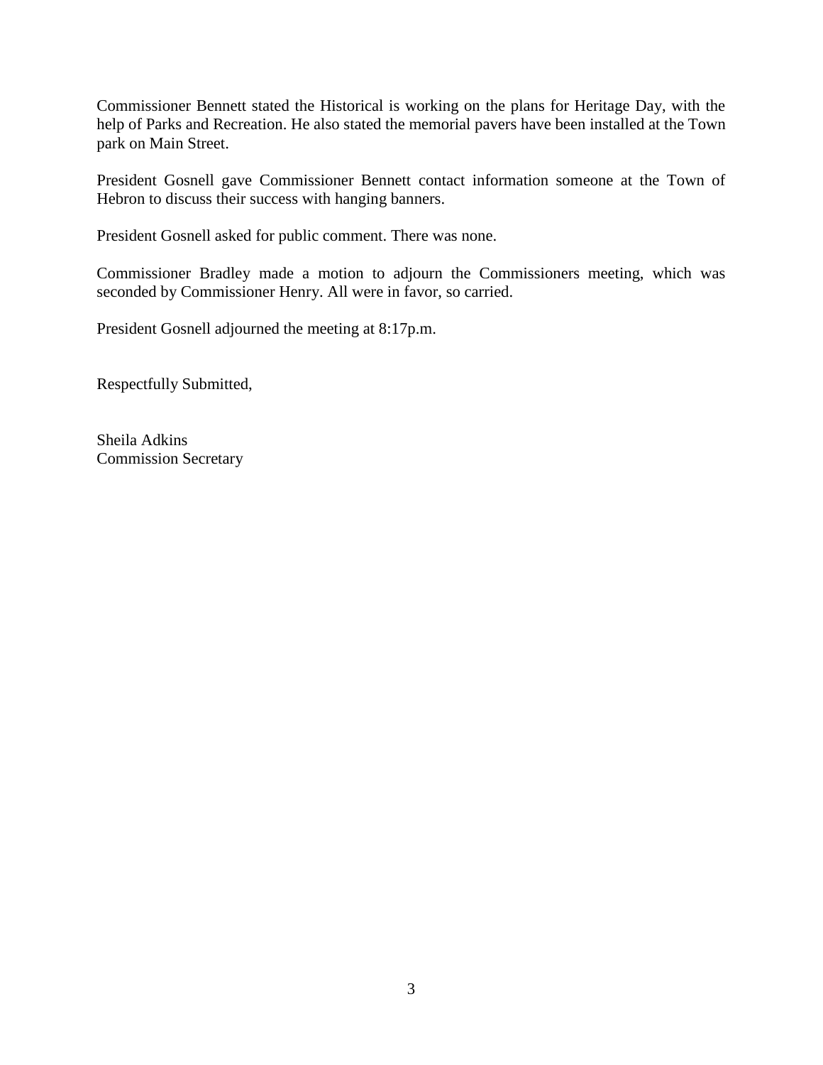Commissioner Bennett stated the Historical is working on the plans for Heritage Day, with the help of Parks and Recreation. He also stated the memorial pavers have been installed at the Town park on Main Street.

President Gosnell gave Commissioner Bennett contact information someone at the Town of Hebron to discuss their success with hanging banners.

President Gosnell asked for public comment. There was none.

Commissioner Bradley made a motion to adjourn the Commissioners meeting, which was seconded by Commissioner Henry. All were in favor, so carried.

President Gosnell adjourned the meeting at 8:17p.m.

Respectfully Submitted,

Sheila Adkins
Commission Secretary